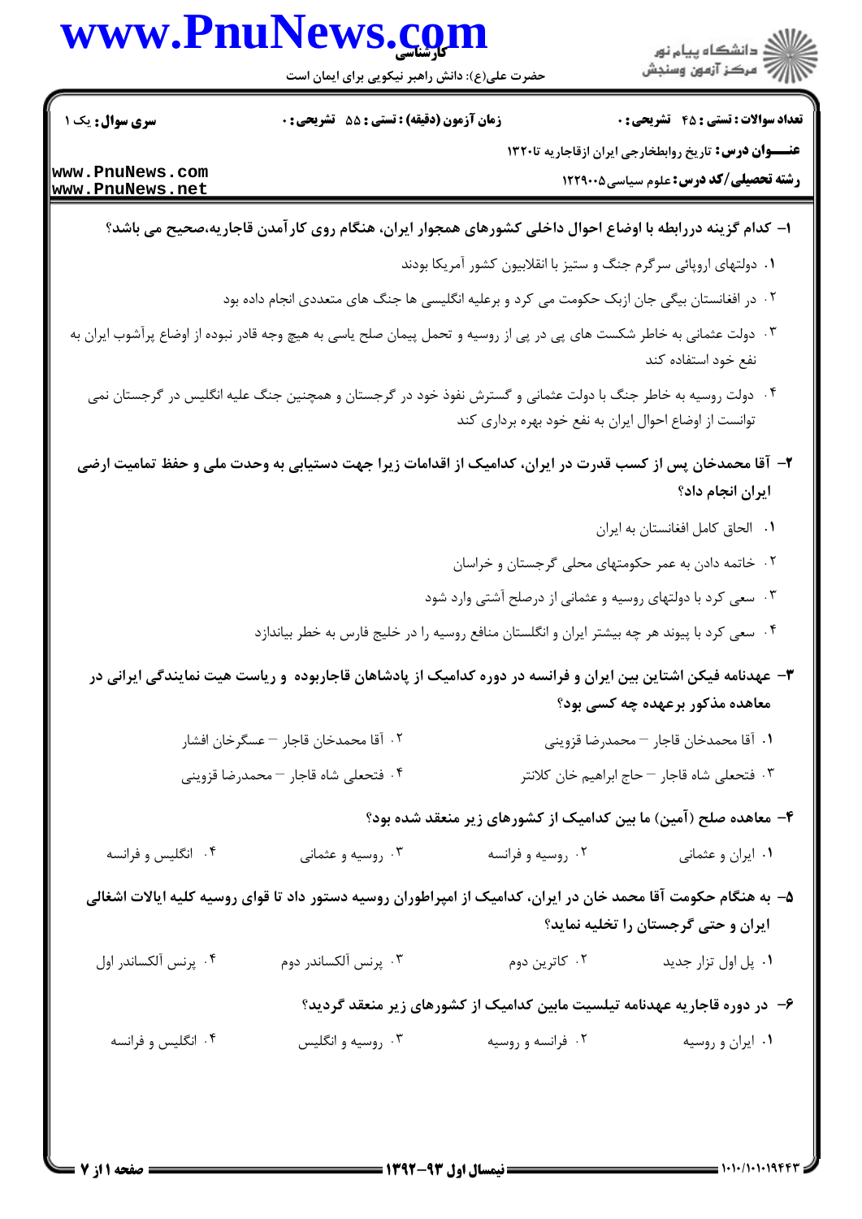**سری سوال:** یک ۱

**زمان آزمون (دقیقه) : تستی : ۵۵ تشریحی : ۰**

**تعداد سوالات : تستی : ۴۵ تشریحی : ۰**

**عنـــوان درس:** تاریخ روابطخارجی ایران ازقاجاریه تا۱۳۲۰

**رشته تحصیلی/کد درس:** علوم سیاسی۱۲۲۹۰۰۵

**۱- کدام گزینه دررابطه با اوضاع احوال داخلی کشورهای همجوار ایران، هنگام روی کارآمدن قاجاریه،صحیح می باشد؟**

۱. دولتهای اروپائی سرگرم جنگ و ستیز با انقلابیون کشور آمریکا بودند

۲. در افغانستان بیگی جان ازبک حکومت می کرد و برعلیه انگلیسی ها جنگ های متعددی انجام داده بود

۳. دولت عثمانی به خاطر شکست های پی در پی از روسیه و تحمل پیمان صلح یاسی به هیچ وجه قادر نبوده از اوضاع پرآشوب ایران به نفع خود استفاده کند

۴. دولت روسیه به خاطر جنگ با دولت عثمانی و گسترش نفوذ خود در گرجستان و همچنین جنگ علیه انگلیس در گرجستان نمی توانست از اوضاع احوال ایران به نفع خود بهره برداری کند

**۲- آقا محمدخان پس از کسب قدرت در ایران، کدامیک از اقدامات زیرا جهت دستیابی به وحدت ملی و حفظ تمامیت ارضی ایران انجام داد؟**

۱. الحاق کامل افغانستان به ایران

۲. خاتمه دادن به عمر حکومتهای محلی گرجستان و خراسان

۳. سعی کرد با دولتهای روسیه و عثمانی از درصلح آشتی وارد شود

۴. سعی کرد با پیوند هر چه بیشتر ایران و انگلستان منافع روسیه را در خلیج فارس به خطر بیاندازد

**۳- عهدنامه فیکن اشتاین بین ایران و فرانسه در دوره کدامیک از پادشاهان قاجاربوده و ریاست هیت نمایندگی ایرانی در معاهده مذکور برعهده چه کسی بود؟**

۱. آقا محمدخان قاجار – محمدرضا قزوینی

۲. آقا محمدخان قاجار – عسگرخان افشار

۳. فتحعلی شاه قاجار – حاج ابراهیم خان کلانتر

۴. فتحعلی شاه قاجار – محمدرضا قزوینی

**۴- معاهده صلح (آمین) ما بین کدامیک از کشورهای زیر منعقد شده بود؟**

۱. ایران و عثمانی

۲. روسیه و فرانسه

۳. روسیه و عثمانی

۴. انگلیس و فرانسه

**۵- به هنگام حکومت آقا محمد خان در ایران، کدامیک از امپراطوران روسیه دستور داد تا قوای روسیه کلیه ایالات اشغالی ایران و حتی گرجستان را تخلیه نماید؟**

۱. پل اول تزار جدید

۲. کاترین دوم

۳. پرنس آلکساندر دوم

۴. پرنس آلکساندر اول

**۶- در دوره قاجاریه عهدنامه تیلسیت مابین کدامیک از کشورهای زیر منعقد گردید؟**

۱. ایران و روسیه

۲. فرانسه و روسیه

۳. روسیه و انگلیس

۴. انگلیس و فرانسه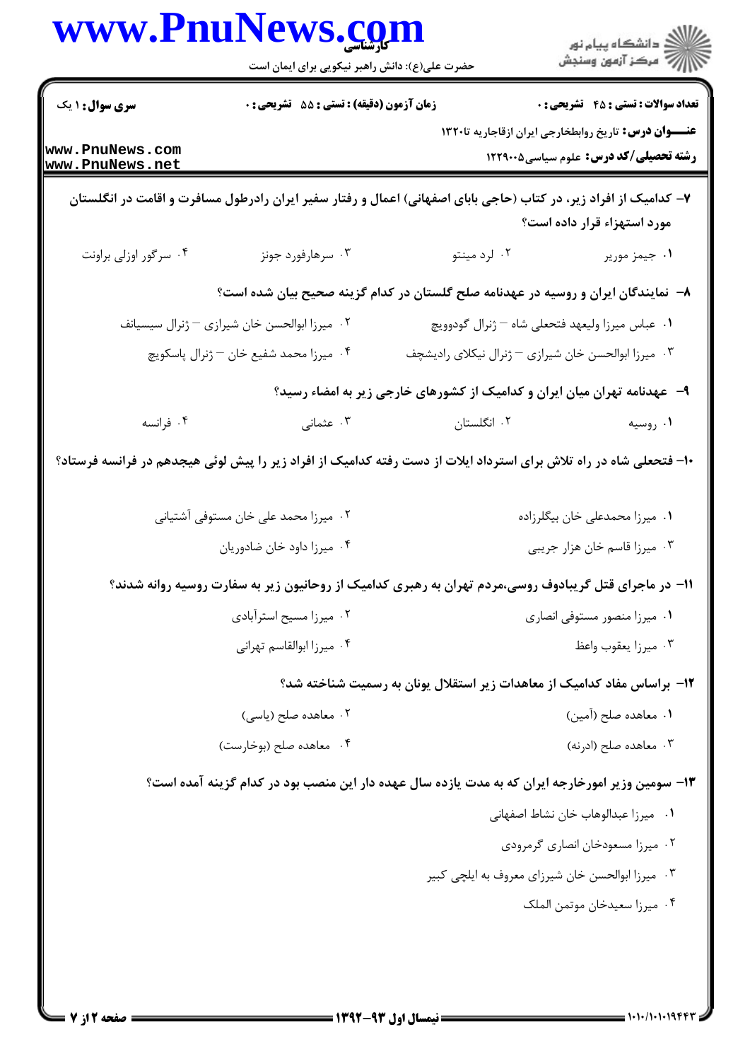**سری سوال:** ۱ یک | **زمان آزمون (دقیقه) : تستی :** ۵۵ **تشریحی :** ۰ | **تعداد سوالات : تستی :** ۴۵ **تشریحی :** ۰

**عنـــوان درس:** تاریخ روابطخارجی ایران ازقاجاریه تا۱۳۲۰

**رشته تحصیلی/کد درس:** علوم سیاسی۱۲۲۹۰۰۵

۷– کدامیک از افراد زیر، در کتاب (حاجی بابای اصفهانی) اعمال و رفتار سفیر ایران رادرطول مسافرت و اقامت در انگلستان مورد استهزاء قرار داده است؟

۱. جیمز موریر
۲. لرد مینتو
۳. سرهارفورد جونز
۴. سرگور اوزلی براونت

۸– نمایندگان ایران و روسیه در عهدنامه صلح گلستان در کدام گزینه صحیح بیان شده است؟

۱. عباس میرزا ولیعهد فتحعلی شاه – ژنرال گودوویچ
۲. میرزا ابوالحسن خان شیرازی – ژنرال سیسیانف
۳. میرزا ابوالحسن خان شیرازی – ژنرال نیکلای رادیشچف
۴. میرزا محمد شفیع خان – ژنرال پاسکویچ

۹– عهدنامه تهران میان ایران و کدامیک از کشورهای خارجی زیر به امضاء رسید؟

۱. روسیه
۲. انگلستان
۳. عثمانی
۴. فرانسه

۱۰– فتحعلی شاه در راه تلاش برای استرداد ایلات از دست رفته کدامیک از افراد زیر را پیش لوئی هیجدهم در فرانسه فرستاد؟

۱. میرزا محمدعلی خان بیگلرزاده
۲. میرزا محمد علی خان مستوفی آشتیانی
۳. میرزا قاسم خان هزار جریبی
۴. میرزا داود خان ضادوریان

۱۱– در ماجرای قتل گریبادوف روسی،مردم تهران به رهبری کدامیک از روحانیون زیر به سفارت روسیه روانه شدند؟

۱. میرزا منصور مستوفی انصاری
۲. میرزا مسیح استرآبادی
۳. میرزا یعقوب واعظ
۴. میرزا ابوالقاسم تهرانی

۱۲– براساس مفاد کدامیک از معاهدات زیر استقلال یونان به رسمیت شناخته شد؟

۱. معاهده صلح (آمین)
۲. معاهده صلح (یاسی)
۳. معاهده صلح (ادرنه)
۴. معاهده صلح (بوخارست)

۱۳– سومین وزیر امورخارجه ایران که به مدت یازده سال عهده دار این منصب بود در کدام گزینه آمده است؟

۱. میرزا عبدالوهاب خان نشاط اصفهانی
۲. میرزا مسعودخان انصاری گرمرودی
۳. میرزا ابوالحسن خان شیرزای معروف به ایلچی کبیر
۴. میرزا سعیدخان موتمن الملک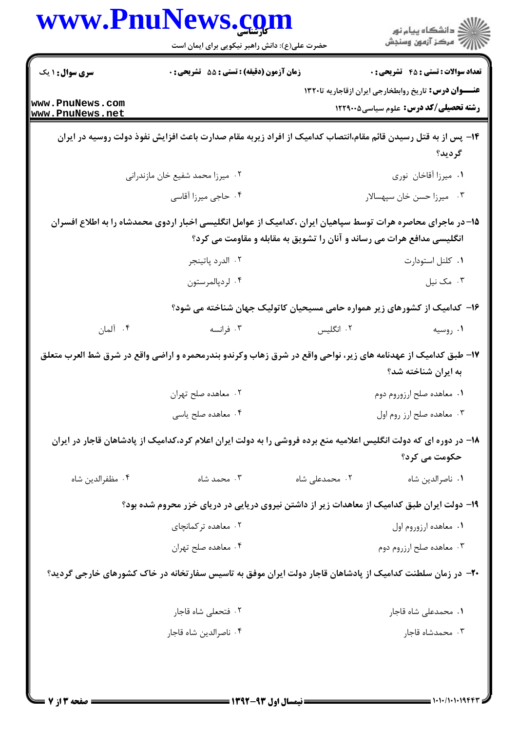۱۴- پس از به قتل رسیدن قائم مقام،انتصاب کدامیک از افراد زیربه مقام صدارت باعث افزایش نفوذ دولت روسیه در ایران گردید؟

۱. میرزا آقاخان نوری
۲. میرزا محمد شفیع خان مازندرانی
۳. میرزا حسن خان سپهسالار
۴. حاجی میرزا آقاسی

۱۵- در ماجرای محاصره هرات توسط سپاهیان ایران ،کدامیک از عوامل انگلیسی اخبار اردوی محمدشاه را به اطلاع افسران انگلیسی مدافع هرات می رساند و آنان را تشویق به مقابله و مقاومت می کرد؟

۱. کلنل استودارت
۲. الدرد پاتینجر
۳. مک نیل
۴. لردپالمرستون

۱۶- کدامیک از کشورهای زیر همواره حامی مسیحیان کاتولیک جهان شناخته می شود؟

۱. روسیه
۲. انگلیس
۳. فرانسه
۴. آلمان

۱۷- طبق کدامیک از عهدنامه های زیر، نواحی واقع در شرق زهاب وکرندو بندرمحمره و اراضی واقع در شرق شط العرب متعلق به ایران شناخته شد؟

۱. معاهده صلح ارزوروم دوم
۲. معاهده صلح تهران
۳. معاهده صلح ارز روم اول
۴. معاهده صلح یاسی

۱۸- در دوره ای که دولت انگلیس اعلامیه منع برده فروشی را به دولت ایران اعلام کرد،کدامیک از پادشاهان قاجار در ایران حکومت می کرد؟

۱. ناصرالدین شاه
۲. محمدعلی شاه
۳. محمد شاه
۴. مظفرالدین شاه

۱۹- دولت ایران طبق کدامیک از معاهدات زیر از داشتن نیروی دریایی در دریای خزر محروم شده بود؟

۱. معاهده ارزوروم اول
۲. معاهده ترکمانچای
۳. معاهده صلح ارزروم دوم
۴. معاهده صلح تهران

۲۰- در زمان سلطنت کدامیک از پادشاهان قاجار دولت ایران موفق به تاسیس سفارتخانه در خاک کشورهای خارجی گردید؟

۱. محمدعلی شاه قاجار
۲. فتحعلی شاه قاجار
۳. محمدشاه قاجار
۴. ناصرالدین شاه قاجار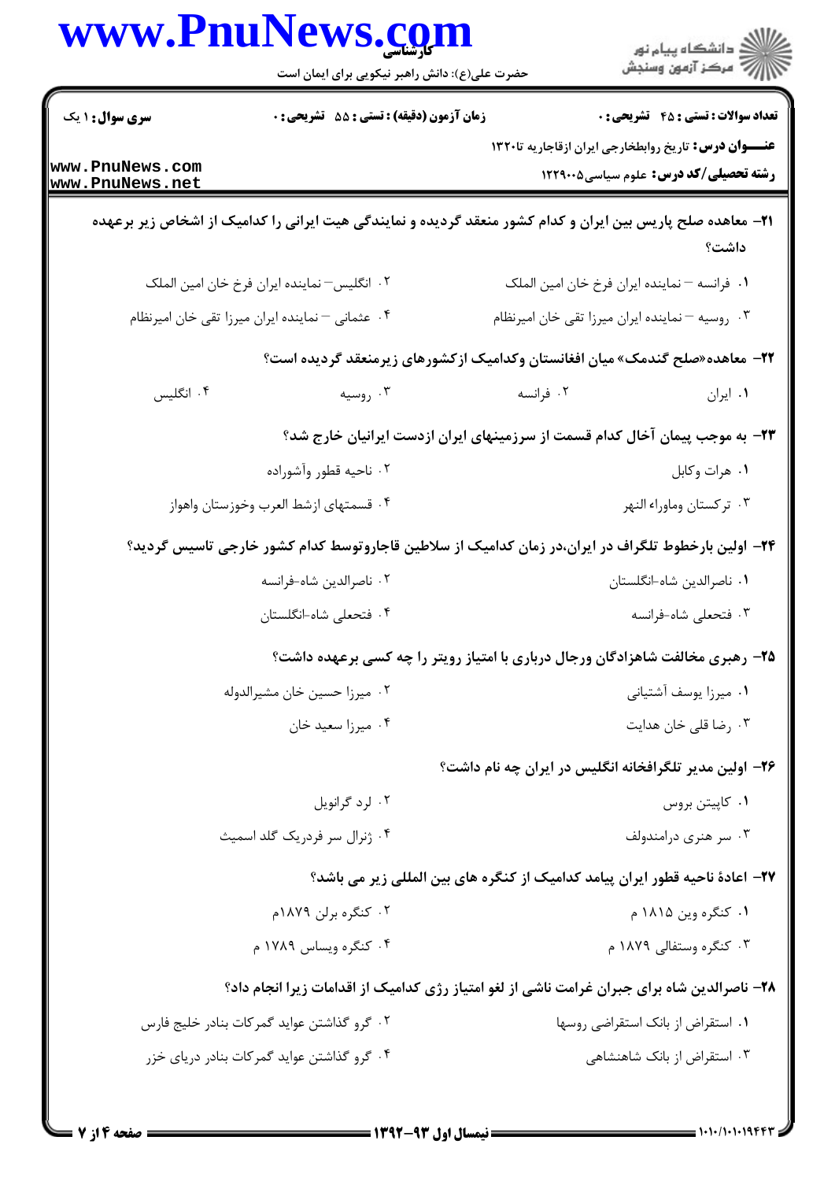**سری سؤال:** ۱ یک

**زمان آزمون (دقیقه) : تستی :** ۵۵ **تشریحی :** ۰

**تعداد سوالات : تستی :** ۴۵ **تشریحی :** ۰

**عنـــوان درس:** تاریخ روابطخارجی ایران ازقاجاریه تا۱۳۲۰

**رشته تحصیلی/کد درس:** علوم سیاسی۱۲۲۹۰۰۵

۲۱- معاهده صلح پاریس بین ایران و کدام کشور منعقد گردیده و نمایندگی هیت ایرانی را کدامیک از اشخاص زیر برعهده داشت؟

۱. فرانسه – نماینده ایران فرخ خان امین الملک

۲. انگلیس– نماینده ایران فرخ خان امین الملک

۳. روسیه – نماینده ایران میرزا تقی خان امیرنظام

۴. عثمانی – نماینده ایران میرزا تقی خان امیرنظام

۲۲- معاهده«صلح گندمک» میان افغانستان وکدامیک ازکشورهای زیرمنعقد گردیده است؟

۱. ایران

۲. فرانسه

۳. روسیه

۴. انگلیس

۲۳- به موجب پیمان آخال کدام قسمت از سرزمینهای ایران ازدست ایرانیان خارج شد؟

۱. هرات وکابل

۲. ناحیه قطور وآشوراده

۳. ترکستان وماوراء النهر

۴. قسمتهای ازشط العرب وخوزستان واهواز

۲۴- اولین بارخطوط تلگراف در ایران،در زمان کدامیک از سلاطین قاجاروتوسط کدام کشور خارجی تاسیس گردید؟

۱. ناصرالدین شاه-انگلستان

۲. ناصرالدین شاه-فرانسه

۳. فتحعلی شاه-فرانسه

۴. فتحعلی شاه-انگلستان

۲۵- رهبری مخالفت شاهزادگان ورجال درباری با امتیاز رویتر را چه کسی برعهده داشت؟

۱. میرزا یوسف آشتیانی

۲. میرزا حسین خان مشیرالدوله

۳. رضا قلی خان هدایت

۴. میرزا سعید خان

۲۶- اولین مدیر تلگرافخانه انگلیس در ایران چه نام داشت؟

۱. کاپیتن بروس

۲. لرد گرانویل

۳. سر هنری درامندولف

۴. ژنرال سر فردریک گلد اسمیث

۲۷- اعادهٔ ناحیه قطور ایران پیامد کدامیک از کنگره های بین المللی زیر می باشد؟

۱. کنگره وین ۱۸۱۵ م

۲. کنگره برلن ۱۸۷۹م

۳. کنگره وستفالی ۱۸۷۹ م

۴. کنگره ویساس ۱۷۸۹ م

۲۸- ناصرالدین شاه برای جبران غرامت ناشی از لغو امتیاز رژی کدامیک از اقدامات زیرا انجام داد؟

۱. استقراض از بانک استقراضی روسها

۲. گرو گذاشتن عواید گمرکات بنادر خلیج فارس

۳. استقراض از بانک شاهنشاهی

۴. گرو گذاشتن عواید گمرکات بنادر دریای خزر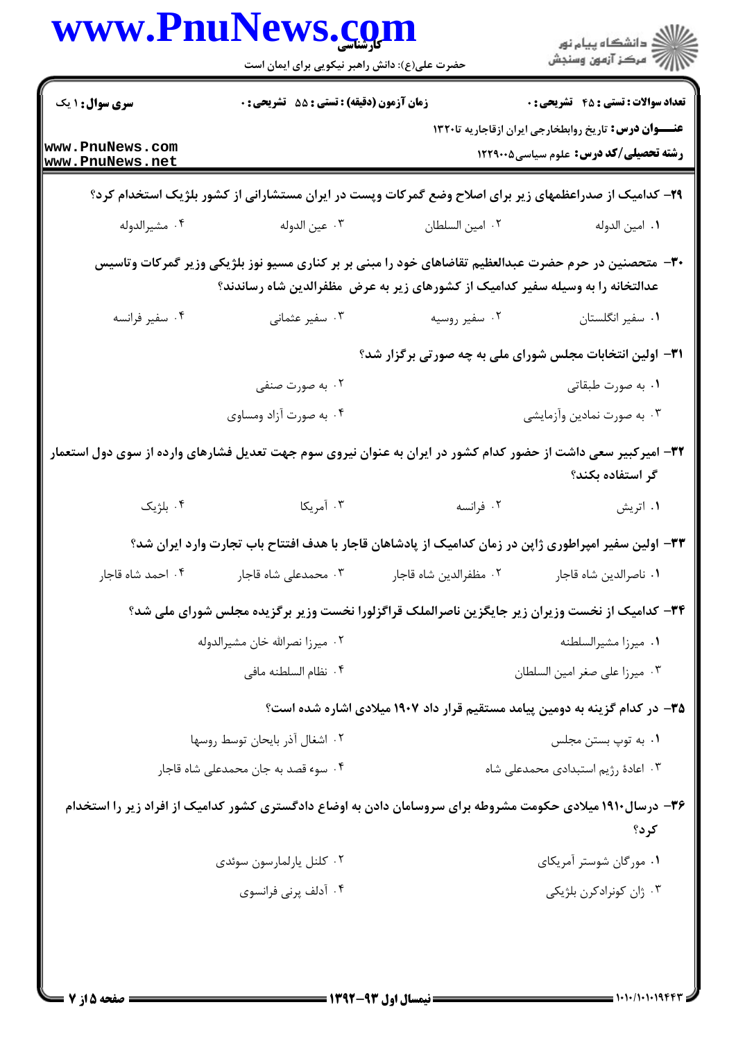**سری سوال:** ۱ یک | **زمان آزمون (دقیقه) : تستی :** ۵۵ **تشریحی :** ۰ | **تعداد سوالات : تستی :** ۴۵ **تشریحی :** ۰

**عنـــوان درس:** تاریخ روابطخارجی ایران ازقاجاریه تا۱۳۲۰

**رشته تحصیلی/کد درس:** علوم سیاسی۱۲۲۹۰۰۵

۲۹- کدامیک از صدراعظمهای زیر برای اصلاح وضع گمرکات وپست در ایران مستشارانی از کشور بلژیک استخدام کرد؟

۱. امین الدوله
۲. امین السلطان
۳. عین الدوله
۴. مشیرالدوله

۳۰- متحصنین در حرم حضرت عبدالعظیم تقاضاهای خود را مبنی بر بر کناری مسیو نوز بلژیکی وزیر گمرکات وتاسیس عدالتخانه را به وسیله سفیر کدامیک از کشورهای زیر به عرض مظفرالدین شاه رساندند؟

۱. سفیر انگلستان
۲. سفیر روسیه
۳. سفیر عثمانی
۴. سفیر فرانسه

۳۱- اولین انتخابات مجلس شورای ملی به چه صورتی برگزار شد؟

۱. به صورت طبقاتی
۲. به صورت صنفی
۳. به صورت نمادین وآزمایشی
۴. به صورت آزاد ومساوی

۳۲- امیرکبیر سعی داشت از حضور کدام کشور در ایران به عنوان نیروی سوم جهت تعدیل فشارهای وارده از سوی دول استعمار گر استفاده بکند؟

۱. اتریش
۲. فرانسه
۳. آمریکا
۴. بلژیک

۳۳- اولین سفیر امپراطوری ژاپن در زمان کدامیک از پادشاهان قاجار با هدف افتتاح باب تجارت وارد ایران شد؟

۱. ناصرالدین شاه قاجار
۲. مظفرالدین شاه قاجار
۳. محمدعلی شاه قاجار
۴. احمد شاه قاجار

۳۴- کدامیک از نخست وزیران زیر جایگزین ناصرالملک قراگزلورا نخست وزیر برگزیده مجلس شورای ملی شد؟

۱. میرزا مشیرالسلطنه
۲. میرزا نصرالله خان مشیرالدوله
۳. میرزا علی صغر امین السلطان
۴. نظام السلطنه مافی

۳۵- در کدام گزینه به دومین پیامد مستقیم قرار داد ۱۹۰۷ میلادی اشاره شده است؟

۱. به توپ بستن مجلس
۲. اشغال آذر بایجان توسط روسها
۳. اعادهٔ رژیم استبدادی محمدعلی شاه
۴. سوء قصد به جان محمدعلی شاه قاجار

۳۶- درسال۱۹۱۰ میلادی حکومت مشروطه برای سروسامان دادن به اوضاع دادگستری کشور کدامیک از افراد زیر را استخدام کرد؟

۱. مورگان شوستر آمریکای
۲. کلنل یارلمارسون سوئدی
۳. ژان کونرادکرن بلژیکی
۴. آدلف پرنی فرانسوی

**نیمسال اول ۹۳-۱۳۹۲**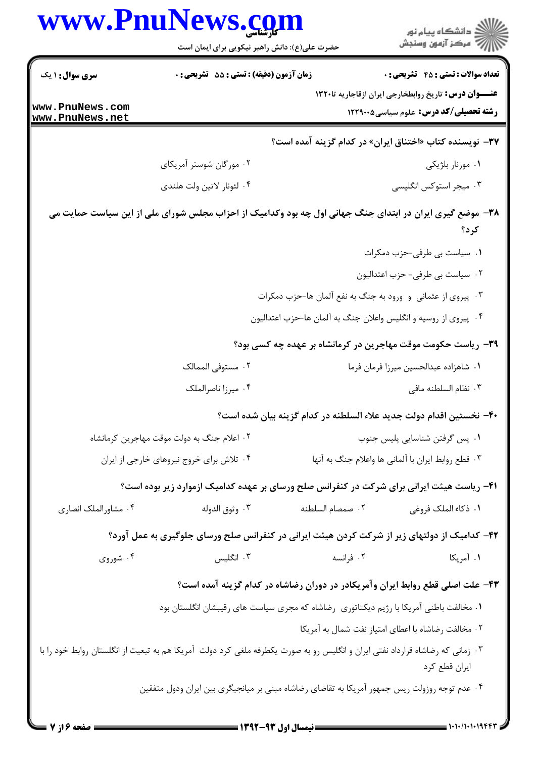**تعداد سوالات : تستی : ۴۵ تشریحی : ۰** | **زمان آزمون (دقیقه) : تستی : ۵۵ تشریحی : ۰** | **سری سوال : ۱ یک**

**عنـــوان درس:** تاریخ روابطخارجی ایران ازقاجاریه تا۱۳۲۰

**رشته تحصیلی/کد درس:** علوم سیاسی۱۲۲۹۰۰۵

**۳۷- نویسنده کتاب «اختناق ایران» در کدام گزینه آمده است؟**

۱. مورنار بلژیکی

۲. مورگان شوستر آمریکای

۳. میجر استوکس انگلیسی

۴. لئونار لاتین ولت هلندی

**۳۸- موضع گیری ایران در ابتدای جنگ جهانی اول چه بود وکدامیک از احزاب مجلس شورای ملی از این سیاست حمایت می کرد؟**

۱. سیاست بی طرفی-حزب دمکرات

۲. سیاست بی طرفی- حزب اعتدالیون

۳. پیروی از عثمانی و ورود به جنگ به نفع آلمان ها-حزب دمکرات

۴. پیروی از روسیه و انگلیس واعلان جنگ به آلمان ها-حزب اعتدالیون

**۳۹- ریاست حکومت موقت مهاجرین در کرمانشاه بر عهده چه کسی بود؟**

۱. شاهزاده عبدالحسین میرزا فرمان فرما

۲. مستوفی الممالک

۳. نظام السلطنه مافی

۴. میرزا ناصرالملک

**۴۰- نخستین اقدام دولت جدید علاء السلطنه در کدام گزینه بیان شده است؟**

۱. پس گرفتن شناسایی پلیس جنوب

۲. اعلام جنگ به دولت موقت مهاجرین کرمانشاه

۳. قطع روابط ایران با آلمانی ها واعلام جنگ به آنها

۴. تلاش برای خروج نیروهای خارجی از ایران

**۴۱- ریاست هیئت ایرانی برای شرکت در کنفرانس صلح ورسای بر عهده کدامیک ازموارد زیر بوده است؟**

۱. ذکاء الملک فروغی

۲. صمصام السلطنه

۳. وثوق الدوله

۴. مشاورالملک انصاری

**۴۲- کدامیک از دولتهای زیر از شرکت کردن هیئت ایرانی در کنفرانس صلح ورسای جلوگیری به عمل آورد؟**

۱. آمریکا

۲. فرانسه

۳. انگلیس

۴. شوروی

**۴۳- علت اصلی قطع روابط ایران وآمریکادر در دوران رضاشاه در کدام گزینه آمده است؟**

۱. مخالفت باطنی آمریکا با رژیم دیکتاتوری رضاشاه که مجری سیاست های رقیبشان انگلستان بود

۲. مخالفت رضاشاه با اعطای امتیاز نفت شمال به آمریکا

۳. زمانی که رضاشاه قرارداد نفتی ایران و انگلیس رو به صورت یکطرفه ملغی کرد دولت آمریکا هم به تبعیت از انگلستان روابط خود را با ایران قطع کرد

۴. عدم توجه روزولت ریس جمهور آمریکا به تقاضای رضاشاه مبنی بر میانجیگری بین ایران ودول متفقین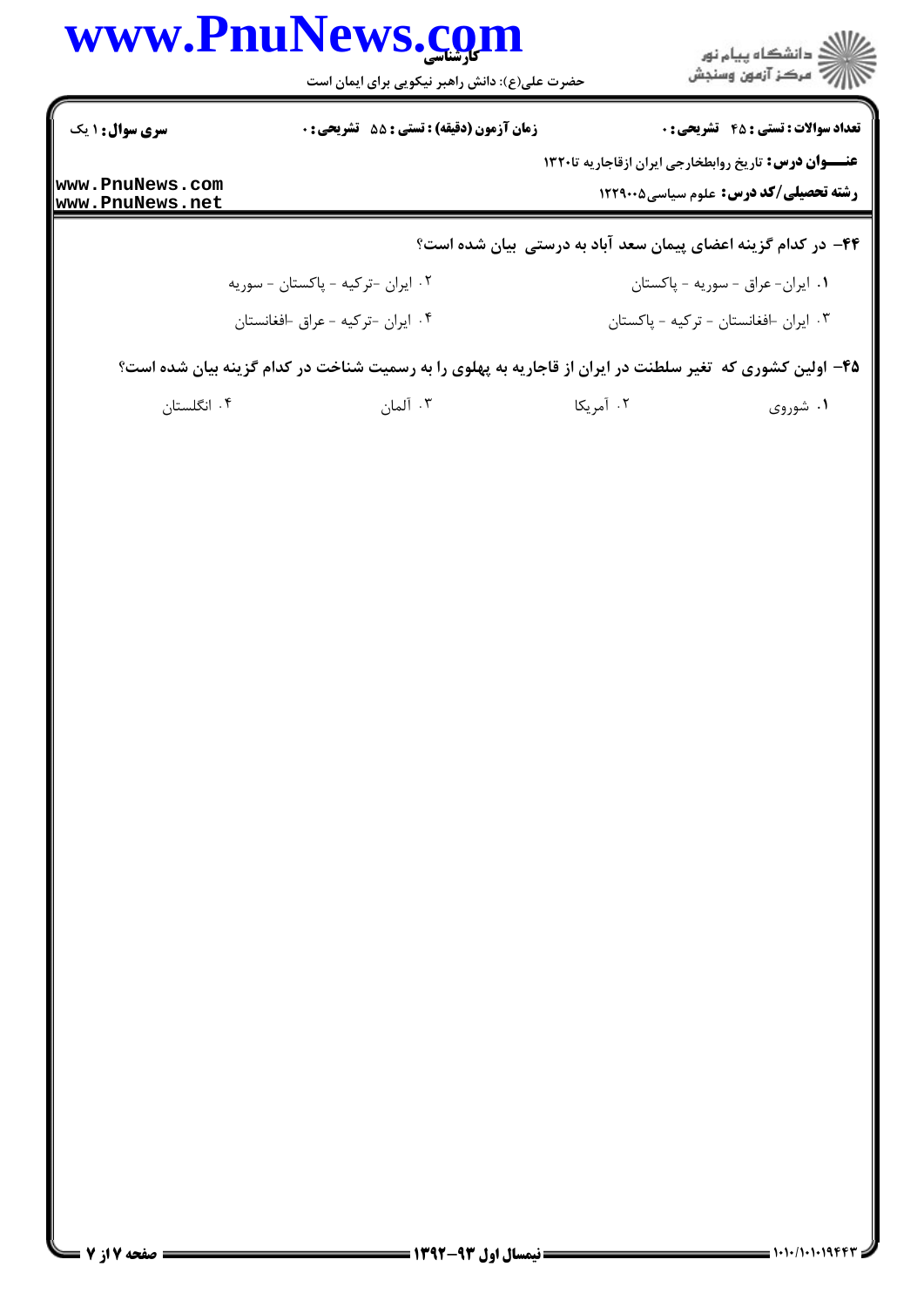۴۴- در کدام گزینه اعضای پیمان سعد آباد به درستی بیان شده است؟

۱. ایران- عراق - سوریه - پاکستان

۲. ایران -ترکیه - پاکستان - سوریه

۳. ایران -افغانستان - ترکیه - پاکستان

۴. ایران -ترکیه - عراق -افغانستان

۴۵- اولین کشوری که تغیر سلطنت در ایران از قاجاریه به پهلوی را به رسمیت شناخت در کدام گزینه بیان شده است؟

۱. شوروی

۲. آمریکا

۳. آلمان

۴. انگلستان